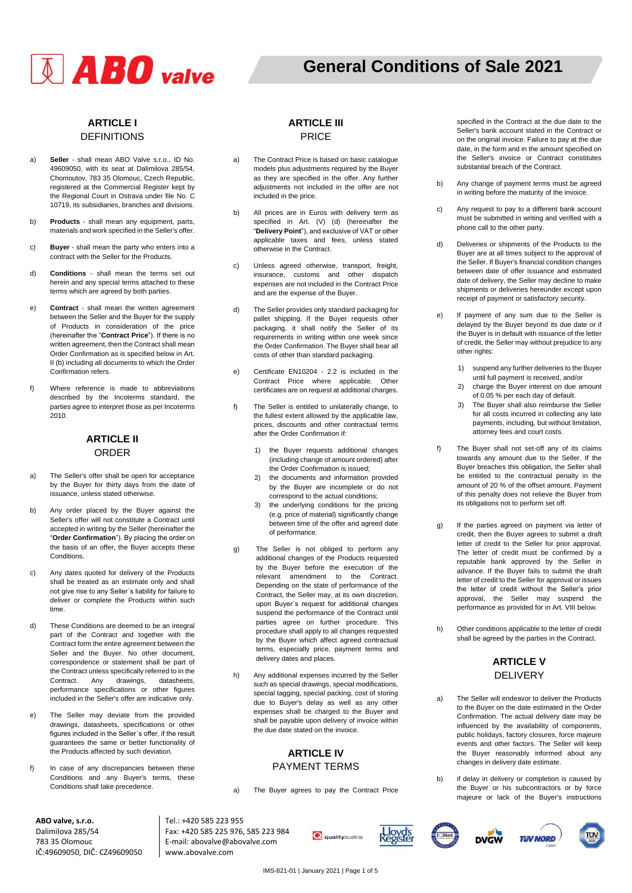# General Conditions of Sale 2021

## ARTICLE I
DEFINITIONS

a) **Seller** - shall mean ABO Valve s.r.o., ID No. 49609050, with its seat at Dalimilova 285/54, Chomoutov, 783 35 Olomouc, Czech Republic, registered at the Commercial Register kept by the Regional Court in Ostrava under file No. C 10719, its subsidiaries, branches and divisions.

b) **Products** - shall mean any equipment, parts, materials and work specified in the Seller's offer.

c) **Buyer** - shall mean the party who enters into a contract with the Seller for the Products.

d) **Conditions** - shall mean the terms set out herein and any special terms attached to these terms which are agreed by both parties.

e) **Contract** - shall mean the written agreement between the Seller and the Buyer for the supply of Products in consideration of the price (hereinafter the "**Contract Price**"). If there is no written agreement, then the Contract shall mean Order Confirmation as is specified below in Art. II (b) including all documents to which the Order Confirmation refers.

f) Where reference is made to abbreviations described by the Incoterms standard, the parties agree to interpret those as per Incoterms 2010.

## ARTICLE II
ORDER

a) The Seller's offer shall be open for acceptance by the Buyer for thirty days from the date of issuance, unless stated otherwise.

b) Any order placed by the Buyer against the Seller's offer will not constitute a Contract until accepted in writing by the Seller (hereinafter the "**Order Confirmation**"). By placing the order on the basis of an offer, the Buyer accepts these Conditions.

c) Any dates quoted for delivery of the Products shall be treated as an estimate only and shall not give rise to any Seller´s liability for failure to deliver or complete the Products within such time.

d) These Conditions are deemed to be an integral part of the Contract and together with the Contract form the entire agreement between the Seller and the Buyer. No other document, correspondence or statement shall be part of the Contract unless specifically referred to in the Contract. Any drawings, datasheets, performance specifications or other figures included in the Seller's offer are indicative only.

e) The Seller may deviate from the provided drawings, datasheets, specifications or other figures included in the Seller´s offer, if the result guarantees the same or better functionality of the Products affected by such deviation.

f) In case of any discrepancies between these Conditions and any Buyer's terms, these Conditions shall take precedence.

## ARTICLE III
PRICE

a) The Contract Price is based on basic catalogue models plus adjustments required by the Buyer as they are specified in the offer. Any further adjustments not included in the offer are not included in the price.

b) All prices are in Euros with delivery term as specified in Art. (V) (d) (hereinafter the "**Delivery Point**"), and exclusive of VAT or other applicable taxes and fees, unless stated otherwise in the Contract.

c) Unless agreed otherwise, transport, freight, insurance, customs and other dispatch expenses are not included in the Contract Price and are the expense of the Buyer.

d) The Seller provides only standard packaging for pallet shipping. If the Buyer requests other packaging, it shall notify the Seller of its requirements in writing within one week since the Order Confirmation. The Buyer shall bear all costs of other than standard packaging.

e) Certificate EN10204 - 2.2 is included in the Contract Price where applicable. Other certificates are on request at additional charges.

f) The Seller is entitled to unilaterally change, to the fullest extent allowed by the applicable law, prices, discounts and other contractual terms after the Order Confirmation if:

   1) the Buyer requests additional changes (including change of amount ordered) after the Order Confirmation is issued;
   2) the documents and information provided by the Buyer are incomplete or do not correspond to the actual conditions;
   3) the underlying conditions for the pricing (e.g. price of material) significantly change between time of the offer and agreed date of performance.

g) The Seller is not obliged to perform any additional changes of the Products requested by the Buyer before the execution of the relevant amendment to the Contract. Depending on the state of performance of the Contract, the Seller may, at its own discretion, upon Buyer´s request for additional changes suspend the performance of the Contract until parties agree on further procedure. This procedure shall apply to all changes requested by the Buyer which affect agreed contractual terms, especially price, payment terms and delivery dates and places.

h) Any additional expenses incurred by the Seller such as special drawings, special modifications, special tagging, special packing, cost of storing due to Buyer's delay as well as any other expenses shall be charged to the Buyer and shall be payable upon delivery of invoice within the due date stated on the invoice.

## ARTICLE IV
PAYMENT TERMS

a) The Buyer agrees to pay the Contract Price specified in the Contract at the due date to the Seller's bank account stated in the Contract or on the original invoice. Failure to pay at the due date, in the form and in the amount specified on the Seller's invoice or Contract constitutes substantial breach of the Contract.

b) Any change of payment terms must be agreed in writing before the maturity of the invoice.

c) Any request to pay to a different bank account must be submitted in writing and verified with a phone call to the other party.

d) Deliveries or shipments of the Products to the Buyer are at all times subject to the approval of the Seller. If Buyer's financial condition changes between date of offer issuance and estimated date of delivery, the Seller may decline to make shipments or deliveries hereunder except upon receipt of payment or satisfactory security.

e) If payment of any sum due to the Seller is delayed by the Buyer beyond its due date or if the Buyer is in default with issuance of the letter of credit, the Seller may without prejudice to any other rights:

   1) suspend any further deliveries to the Buyer until full payment is received, and/or
   2) charge the Buyer interest on due amount of 0.05 % per each day of default.
   3) The Buyer shall also reimburse the Seller for all costs incurred in collecting any late payments, including, but without limitation, attorney fees and court costs.

f) The Buyer shall not set-off any of its claims towards any amount due to the Seller. If the Buyer breaches this obligation, the Seller shall be entitled to the contractual penalty in the amount of 20 % of the offset amount. Payment of this penalty does not relieve the Buyer from its obligations not to perform set off.

g) If the parties agreed on payment via letter of credit, then the Buyer agrees to submit a draft letter of credit to the Seller for prior approval. The letter of credit must be confirmed by a reputable bank approved by the Seller in advance. If the Buyer fails to submit the draft letter of credit to the Seller for approval or issues the letter of credit without the Seller's prior approval, the Seller may suspend the performance as provided for in Art. VIII below.

h) Other conditions applicable to the letter of credit shall be agreed by the parties in the Contract.

## ARTICLE V
DELIVERY

a) The Seller will endeavor to deliver the Products to the Buyer on the date estimated in the Order Confirmation. The actual delivery date may be influenced by the availability of components, public holidays, factory closures, force majeure events and other factors. The Seller will keep the Buyer reasonably informed about any changes in delivery date estimate.

b) if delay in delivery or completion is caused by the Buyer or his subcontractors or by force majeure or lack of the Buyer's instructions

**ABO valve, s.r.o.**
Dalimilova 285/54
783 35 Olomouc
IČ:49609050, DIČ: CZ49609050

Tel.: +420 585 223 955
Fax: +420 585 225 976, 585 223 984
E-mail: abovalve@abovalve.com
www.abovalve.com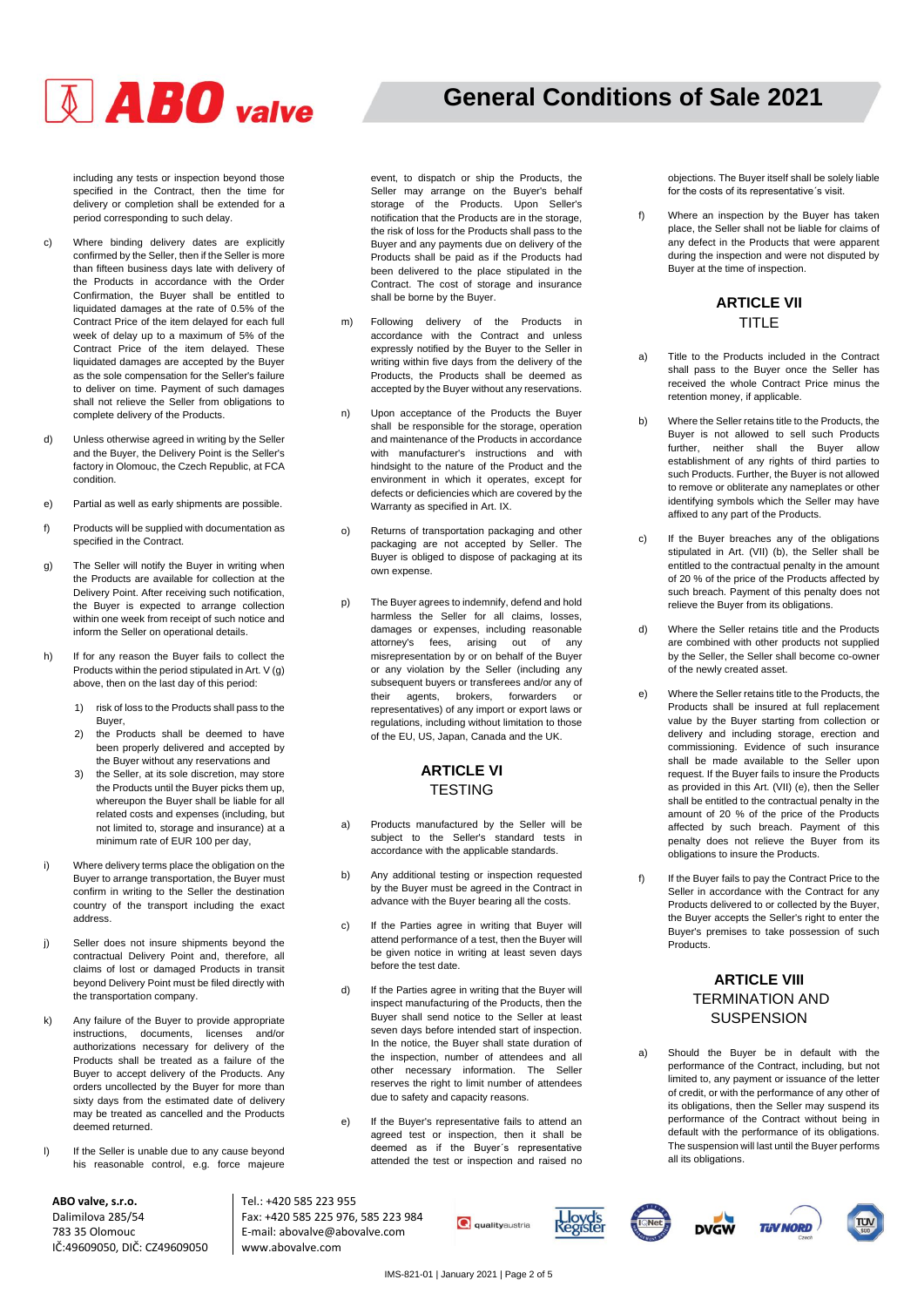including any tests or inspection beyond those specified in the Contract, then the time for delivery or completion shall be extended for a period corresponding to such delay.

c) Where binding delivery dates are explicitly confirmed by the Seller, then if the Seller is more than fifteen business days late with delivery of the Products in accordance with the Order Confirmation, the Buyer shall be entitled to liquidated damages at the rate of 0.5% of the Contract Price of the item delayed for each full week of delay up to a maximum of 5% of the Contract Price of the item delayed. These liquidated damages are accepted by the Buyer as the sole compensation for the Seller's failure to deliver on time. Payment of such damages shall not relieve the Seller from obligations to complete delivery of the Products.

d) Unless otherwise agreed in writing by the Seller and the Buyer, the Delivery Point is the Seller's factory in Olomouc, the Czech Republic, at FCA condition.

e) Partial as well as early shipments are possible.

f) Products will be supplied with documentation as specified in the Contract.

g) The Seller will notify the Buyer in writing when the Products are available for collection at the Delivery Point. After receiving such notification, the Buyer is expected to arrange collection within one week from receipt of such notice and inform the Seller on operational details.

h) If for any reason the Buyer fails to collect the Products within the period stipulated in Art. V (g) above, then on the last day of this period:

   1) risk of loss to the Products shall pass to the Buyer,
   2) the Products shall be deemed to have been properly delivered and accepted by the Buyer without any reservations and
   3) the Seller, at its sole discretion, may store the Products until the Buyer picks them up, whereupon the Buyer shall be liable for all related costs and expenses (including, but not limited to, storage and insurance) at a minimum rate of EUR 100 per day,

i) Where delivery terms place the obligation on the Buyer to arrange transportation, the Buyer must confirm in writing to the Seller the destination country of the transport including the exact address.

j) Seller does not insure shipments beyond the contractual Delivery Point and, therefore, all claims of lost or damaged Products in transit beyond Delivery Point must be filed directly with the transportation company.

k) Any failure of the Buyer to provide appropriate instructions, documents, licenses and/or authorizations necessary for delivery of the Products shall be treated as a failure of the Buyer to accept delivery of the Products. Any orders uncollected by the Buyer for more than sixty days from the estimated date of delivery may be treated as cancelled and the Products deemed returned.

l) If the Seller is unable due to any cause beyond his reasonable control, e.g. force majeure event, to dispatch or ship the Products, the Seller may arrange on the Buyer's behalf storage of the Products. Upon Seller's notification that the Products are in the storage, the risk of loss for the Products shall pass to the Buyer and any payments due on delivery of the Products shall be paid as if the Products had been delivered to the place stipulated in the Contract. The cost of storage and insurance shall be borne by the Buyer.

m) Following delivery of the Products in accordance with the Contract and unless expressly notified by the Buyer to the Seller in writing within five days from the delivery of the Products, the Products shall be deemed as accepted by the Buyer without any reservations.

n) Upon acceptance of the Products the Buyer shall be responsible for the storage, operation and maintenance of the Products in accordance with manufacturer's instructions and with hindsight to the nature of the Product and the environment in which it operates, except for defects or deficiencies which are covered by the Warranty as specified in Art. IX.

o) Returns of transportation packaging and other packaging are not accepted by Seller. The Buyer is obliged to dispose of packaging at its own expense.

p) The Buyer agrees to indemnify, defend and hold harmless the Seller for all claims, losses, damages or expenses, including reasonable attorney's fees, arising out of any misrepresentation by or on behalf of the Buyer or any violation by the Seller (including any subsequent buyers or transferees and/or any of their agents, brokers, forwarders or representatives) of any import or export laws or regulations, including without limitation to those of the EU, US, Japan, Canada and the UK.

## ARTICLE VI
## TESTING

a) Products manufactured by the Seller will be subject to the Seller's standard tests in accordance with the applicable standards.

b) Any additional testing or inspection requested by the Buyer must be agreed in the Contract in advance with the Buyer bearing all the costs.

c) If the Parties agree in writing that Buyer will attend performance of a test, then the Buyer will be given notice in writing at least seven days before the test date.

d) If the Parties agree in writing that the Buyer will inspect manufacturing of the Products, then the Buyer shall send notice to the Seller at least seven days before intended start of inspection. In the notice, the Buyer shall state duration of the inspection, number of attendees and all other necessary information. The Seller reserves the right to limit number of attendees due to safety and capacity reasons.

e) If the Buyer's representative fails to attend an agreed test or inspection, then it shall be deemed as if the Buyer´s representative attended the test or inspection and raised no objections. The Buyer itself shall be solely liable for the costs of its representative´s visit.

f) Where an inspection by the Buyer has taken place, the Seller shall not be liable for claims of any defect in the Products that were apparent during the inspection and were not disputed by Buyer at the time of inspection.

## ARTICLE VII
## TITLE

a) Title to the Products included in the Contract shall pass to the Buyer once the Seller has received the whole Contract Price minus the retention money, if applicable.

b) Where the Seller retains title to the Products, the Buyer is not allowed to sell such Products further, neither shall the Buyer allow establishment of any rights of third parties to such Products. Further, the Buyer is not allowed to remove or obliterate any nameplates or other identifying symbols which the Seller may have affixed to any part of the Products.

c) If the Buyer breaches any of the obligations stipulated in Art. (VII) (b), the Seller shall be entitled to the contractual penalty in the amount of 20 % of the price of the Products affected by such breach. Payment of this penalty does not relieve the Buyer from its obligations.

d) Where the Seller retains title and the Products are combined with other products not supplied by the Seller, the Seller shall become co-owner of the newly created asset.

e) Where the Seller retains title to the Products, the Products shall be insured at full replacement value by the Buyer starting from collection or delivery and including storage, erection and commissioning. Evidence of such insurance shall be made available to the Seller upon request. If the Buyer fails to insure the Products as provided in this Art. (VII) (e), then the Seller shall be entitled to the contractual penalty in the amount of 20 % of the price of the Products affected by such breach. Payment of this penalty does not relieve the Buyer from its obligations to insure the Products.

f) If the Buyer fails to pay the Contract Price to the Seller in accordance with the Contract for any Products delivered to or collected by the Buyer, the Buyer accepts the Seller's right to enter the Buyer's premises to take possession of such Products.

## ARTICLE VIII
## TERMINATION AND SUSPENSION

a) Should the Buyer be in default with the performance of the Contract, including, but not limited to, any payment or issuance of the letter of credit, or with the performance of any other of its obligations, then the Seller may suspend its performance of the Contract without being in default with the performance of its obligations. The suspension will last until the Buyer performs all its obligations.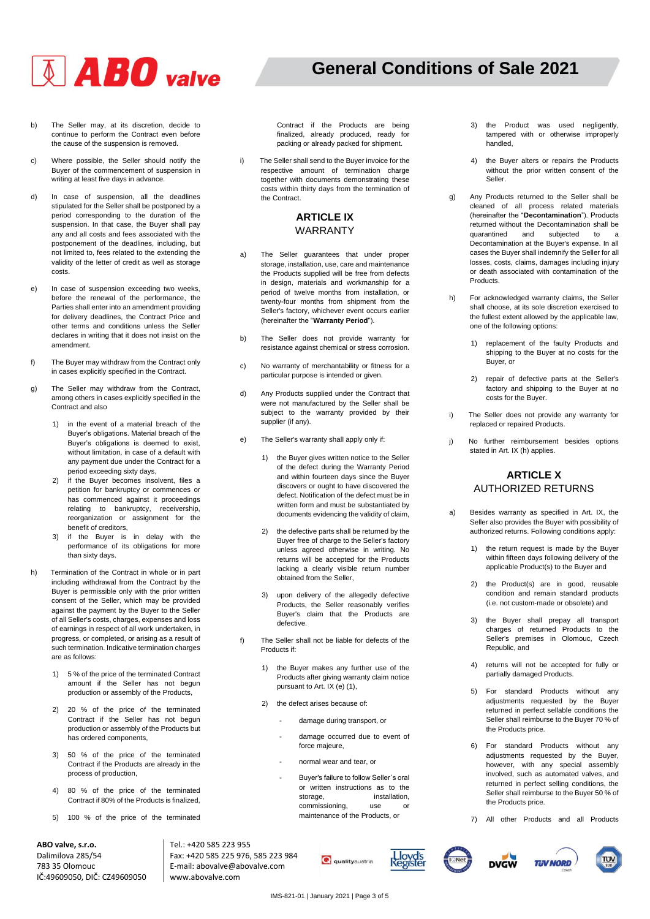b) The Seller may, at its discretion, decide to continue to perform the Contract even before the cause of the suspension is removed.

c) Where possible, the Seller should notify the Buyer of the commencement of suspension in writing at least five days in advance.

d) In case of suspension, all the deadlines stipulated for the Seller shall be postponed by a period corresponding to the duration of the suspension. In that case, the Buyer shall pay any and all costs and fees associated with the postponement of the deadlines, including, but not limited to, fees related to the extending the validity of the letter of credit as well as storage costs.

e) In case of suspension exceeding two weeks, before the renewal of the performance, the Parties shall enter into an amendment providing for delivery deadlines, the Contract Price and other terms and conditions unless the Seller declares in writing that it does not insist on the amendment.

f) The Buyer may withdraw from the Contract only in cases explicitly specified in the Contract.

g) The Seller may withdraw from the Contract, among others in cases explicitly specified in the Contract and also

1) in the event of a material breach of the Buyer's obligations. Material breach of the Buyer's obligations is deemed to exist, without limitation, in case of a default with any payment due under the Contract for a period exceeding sixty days,
2) if the Buyer becomes insolvent, files a petition for bankruptcy or commences or has commenced against it proceedings relating to bankruptcy, receivership, reorganization or assignment for the benefit of creditors,
3) if the Buyer is in delay with the performance of its obligations for more than sixty days.

h) Termination of the Contract in whole or in part including withdrawal from the Contract by the Buyer is permissible only with the prior written consent of the Seller, which may be provided against the payment by the Buyer to the Seller of all Seller's costs, charges, expenses and loss of earnings in respect of all work undertaken, in progress, or completed, or arising as a result of such termination. Indicative termination charges are as follows:

1) 5 % of the price of the terminated Contract amount if the Seller has not begun production or assembly of the Products,

2) 20 % of the price of the terminated Contract if the Seller has not begun production or assembly of the Products but has ordered components,

3) 50 % of the price of the terminated Contract if the Products are already in the process of production,

4) 80 % of the price of the terminated Contract if 80% of the Products is finalized,

5) 100 % of the price of the terminated Contract if the Products are being finalized, already produced, ready for packing or already packed for shipment.

i) The Seller shall send to the Buyer invoice for the respective amount of termination charge together with documents demonstrating these costs within thirty days from the termination of the Contract.

## ARTICLE IX
## WARRANTY

a) The Seller guarantees that under proper storage, installation, use, care and maintenance the Products supplied will be free from defects in design, materials and workmanship for a period of twelve months from installation, or twenty-four months from shipment from the Seller's factory, whichever event occurs earlier (hereinafter the "**Warranty Period**").

b) The Seller does not provide warranty for resistance against chemical or stress corrosion.

c) No warranty of merchantability or fitness for a particular purpose is intended or given.

d) Any Products supplied under the Contract that were not manufactured by the Seller shall be subject to the warranty provided by their supplier (if any).

e) The Seller's warranty shall apply only if:

1) the Buyer gives written notice to the Seller of the defect during the Warranty Period and within fourteen days since the Buyer discovers or ought to have discovered the defect. Notification of the defect must be in written form and must be substantiated by documents evidencing the validity of claim,

2) the defective parts shall be returned by the Buyer free of charge to the Seller's factory unless agreed otherwise in writing. No returns will be accepted for the Products lacking a clearly visible return number obtained from the Seller,

3) upon delivery of the allegedly defective Products, the Seller reasonably verifies Buyer's claim that the Products are defective.

f) The Seller shall not be liable for defects of the Products if:

1) the Buyer makes any further use of the Products after giving warranty claim notice pursuant to Art. IX (e) (1),

2) the defect arises because of:

- damage during transport, or
- damage occurred due to event of force majeure,
- normal wear and tear, or
- Buyer's failure to follow Seller´s oral or written instructions as to the storage, installation, commissioning, use or maintenance of the Products, or

3) the Product was used negligently, tampered with or otherwise improperly handled,

4) the Buyer alters or repairs the Products without the prior written consent of the Seller.

g) Any Products returned to the Seller shall be cleaned of all process related materials (hereinafter the "**Decontamination**"). Products returned without the Decontamination shall be quarantined and subjected to a Decontamination at the Buyer's expense. In all cases the Buyer shall indemnify the Seller for all losses, costs, claims, damages including injury or death associated with contamination of the Products.

h) For acknowledged warranty claims, the Seller shall choose, at its sole discretion exercised to the fullest extent allowed by the applicable law, one of the following options:

1) replacement of the faulty Products and shipping to the Buyer at no costs for the Buyer, or

2) repair of defective parts at the Seller's factory and shipping to the Buyer at no costs for the Buyer.

i) The Seller does not provide any warranty for replaced or repaired Products.

j) No further reimbursement besides options stated in Art. IX (h) applies.

## ARTICLE X
## AUTHORIZED RETURNS

a) Besides warranty as specified in Art. IX, the Seller also provides the Buyer with possibility of authorized returns. Following conditions apply:

1) the return request is made by the Buyer within fifteen days following delivery of the applicable Product(s) to the Buyer and

2) the Product(s) are in good, reusable condition and remain standard products (i.e. not custom-made or obsolete) and

3) the Buyer shall prepay all transport charges of returned Products to the Seller's premises in Olomouc, Czech Republic, and

4) returns will not be accepted for fully or partially damaged Products.

5) For standard Products without any adjustments requested by the Buyer returned in perfect sellable conditions the Seller shall reimburse to the Buyer 70 % of the Products price.

6) For standard Products without any adjustments requested by the Buyer, however, with any special assembly involved, such as automated valves, and returned in perfect selling conditions, the Seller shall reimburse to the Buyer 50 % of the Products price.

7) All other Products and all Products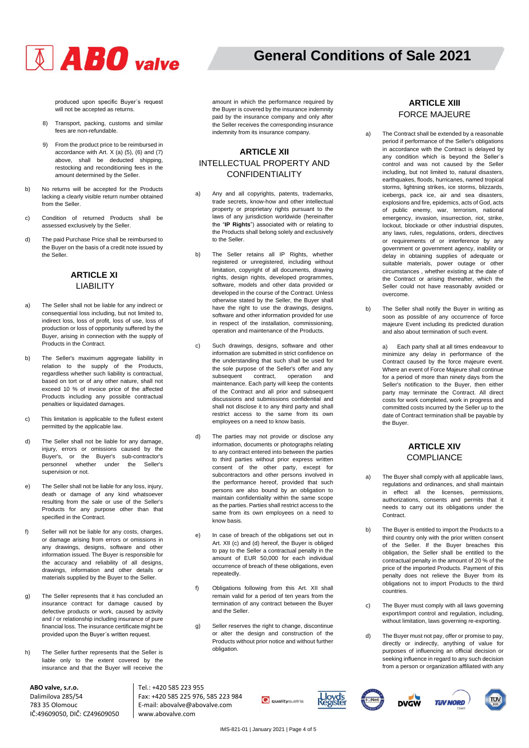produced upon specific Buyer´s request will not be accepted as returns.

8) Transport, packing, customs and similar fees are non-refundable.

9) From the product price to be reimbursed in accordance with Art. X (a) (5), (6) and (7) above, shall be deducted shipping, restocking and reconditioning fees in the amount determined by the Seller.

b) No returns will be accepted for the Products lacking a clearly visible return number obtained from the Seller.

c) Condition of returned Products shall be assessed exclusively by the Seller.

d) The paid Purchase Price shall be reimbursed to the Buyer on the basis of a credit note issued by the Seller.

## ARTICLE XI
## LIABILITY

a) The Seller shall not be liable for any indirect or consequential loss including, but not limited to, indirect loss, loss of profit, loss of use, loss of production or loss of opportunity suffered by the Buyer, arising in connection with the supply of Products in the Contract.

b) The Seller's maximum aggregate liability in relation to the supply of the Products, regardless whether such liability is contractual, based on tort or of any other nature, shall not exceed 10 % of invoice price of the affected Products including any possible contractual penalties or liquidated damages.

c) This limitation is applicable to the fullest extent permitted by the applicable law.

d) The Seller shall not be liable for any damage, injury, errors or omissions caused by the Buyer's, or the Buyer's sub-contractor's personnel whether under the Seller's supervision or not.

e) The Seller shall not be liable for any loss, injury, death or damage of any kind whatsoever resulting from the sale or use of the Seller's Products for any purpose other than that specified in the Contract.

f) Seller will not be liable for any costs, charges, or damage arising from errors or omissions in any drawings, designs, software and other information issued. The Buyer is responsible for the accuracy and reliability of all designs, drawings, information and other details or materials supplied by the Buyer to the Seller.

g) The Seller represents that it has concluded an insurance contract for damage caused by defective products or work, caused by activity and / or relationship including insurance of pure financial loss. The insurance certificate might be provided upon the Buyer´s written request.

h) The Seller further represents that the Seller is liable only to the extent covered by the insurance and that the Buyer will receive the amount in which the performance required by the Buyer is covered by the insurance indemnity paid by the insurance company and only after the Seller receives the corresponding insurance indemnity from its insurance company.

## ARTICLE XII
## INTELLECTUAL PROPERTY AND CONFIDENTIALITY

a) Any and all copyrights, patents, trademarks, trade secrets, know-how and other intellectual property or proprietary rights pursuant to the laws of any jurisdiction worldwide (hereinafter the "**IP Rights**") associated with or relating to the Products shall belong solely and exclusively to the Seller.

b) The Seller retains all IP Rights, whether registered or unregistered, including without limitation, copyright of all documents, drawing rights, design rights, developed programmes, software, models and other data provided or developed in the course of the Contract. Unless otherwise stated by the Seller, the Buyer shall have the right to use the drawings, designs, software and other information provided for use in respect of the installation, commissioning, operation and maintenance of the Products.

c) Such drawings, designs, software and other information are submitted in strict confidence on the understanding that such shall be used for the sole purpose of the Seller's offer and any subsequent contract, operation and maintenance. Each party will keep the contents of the Contract and all prior and subsequent discussions and submissions confidential and shall not disclose it to any third party and shall restrict access to the same from its own employees on a need to know basis.

d) The parties may not provide or disclose any information, documents or photographs relating to any contract entered into between the parties to third parties without prior express written consent of the other party, except for subcontractors and other persons involved in the performance hereof, provided that such persons are also bound by an obligation to maintain confidentiality within the same scope as the parties. Parties shall restrict access to the same from its own employees on a need to know basis.

e) In case of breach of the obligations set out in Art. XII (c) and (d) hereof, the Buyer is obliged to pay to the Seller a contractual penalty in the amount of EUR 50,000 for each individual occurrence of breach of these obligations, even repeatedly.

f) Obligations following from this Art. XII shall remain valid for a period of ten years from the termination of any contract between the Buyer and the Seller.

g) Seller reserves the right to change, discontinue or alter the design and construction of the Products without prior notice and without further obligation.

## ARTICLE XIII
## FORCE MAJEURE

a) The Contract shall be extended by a reasonable period if performance of the Seller's obligations in accordance with the Contract is delayed by any condition which is beyond the Seller´s control and was not caused by the Seller including, but not limited to, natural disasters, earthquakes, floods, hurricanes, named tropical storms, lightning strikes, ice storms, blizzards, icebergs, pack ice, air and sea disasters, explosions and fire, epidemics, acts of God, acts of public enemy, war, terrorism, national emergency, invasion, insurrection, riot, strike, lockout, blockade or other industrial disputes, any laws, rules, regulations, orders, directives or requirements of or interference by any government or government agency, inability or delay in obtaining supplies of adequate or suitable materials, power outage or other circumstances , whether existing at the date of the Contract or arising thereafter, which the Seller could not have reasonably avoided or overcome.

b) The Seller shall notify the Buyer in writing as soon as possible of any occurrence of force majeure Event including its predicted duration and also about termination of such event.

a) Each party shall at all times endeavour to minimize any delay in performance of the Contract caused by the force majeure event. Where an event of Force Majeure shall continue for a period of more than ninety days from the Seller's notification to the Buyer, then either party may terminate the Contract. All direct costs for work completed, work in progress and committed costs incurred by the Seller up to the date of Contract termination shall be payable by the Buyer.

## ARTICLE XIV
## COMPLIANCE

a) The Buyer shall comply with all applicable laws, regulations and ordinances, and shall maintain in effect all the licenses, permissions, authorizations, consents and permits that it needs to carry out its obligations under the Contract.

b) The Buyer is entitled to import the Products to a third country only with the prior written consent of the Seller. If the Buyer breaches this obligation, the Seller shall be entitled to the contractual penalty in the amount of 20 % of the price of the imported Products. Payment of this penalty does not relieve the Buyer from its obligations not to import Products to the third countries.

c) The Buyer must comply with all laws governing export/import control and regulation, including, without limitation, laws governing re-exporting.

d) The Buyer must not pay, offer or promise to pay, directly or indirectly, anything of value for purposes of influencing an official decision or seeking influence in regard to any such decision from a person or organization affiliated with any

**ABO valve, s.r.o.**
Dalimilova 285/54
783 35 Olomouc
IČ:49609050, DIČ: CZ49609050

Tel.: +420 585 223 955
Fax: +420 585 225 976, 585 223 984
E-mail: abovalve@abovalve.com
www.abovalve.com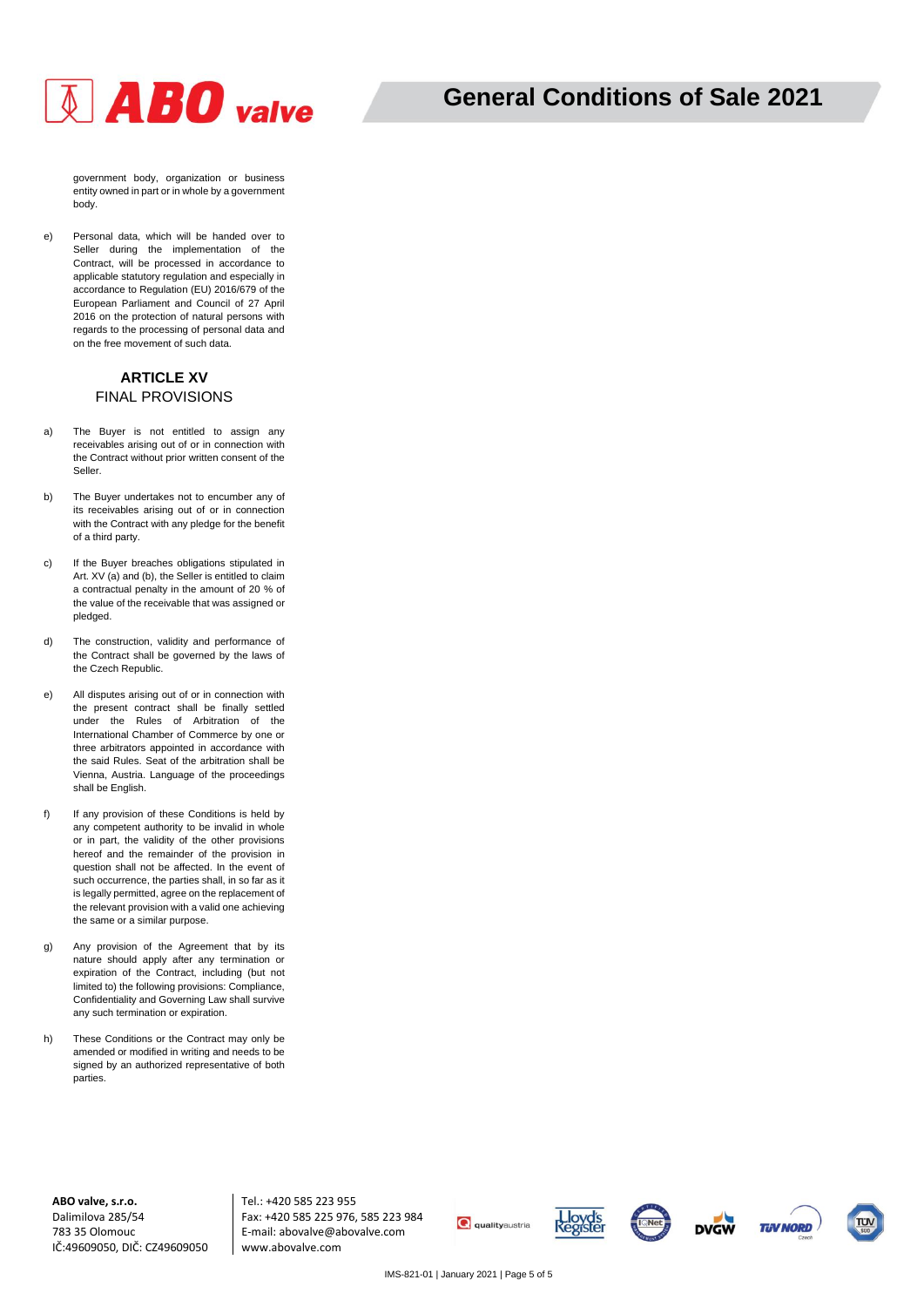government body, organization or business entity owned in part or in whole by a government body.

e) Personal data, which will be handed over to Seller during the implementation of the Contract, will be processed in accordance to applicable statutory regulation and especially in accordance to Regulation (EU) 2016/679 of the European Parliament and Council of 27 April 2016 on the protection of natural persons with regards to the processing of personal data and on the free movement of such data.

## ARTICLE XV
FINAL PROVISIONS

a) The Buyer is not entitled to assign any receivables arising out of or in connection with the Contract without prior written consent of the Seller.

b) The Buyer undertakes not to encumber any of its receivables arising out of or in connection with the Contract with any pledge for the benefit of a third party.

c) If the Buyer breaches obligations stipulated in Art. XV (a) and (b), the Seller is entitled to claim a contractual penalty in the amount of 20 % of the value of the receivable that was assigned or pledged.

d) The construction, validity and performance of the Contract shall be governed by the laws of the Czech Republic.

e) All disputes arising out of or in connection with the present contract shall be finally settled under the Rules of Arbitration of the International Chamber of Commerce by one or three arbitrators appointed in accordance with the said Rules. Seat of the arbitration shall be Vienna, Austria. Language of the proceedings shall be English.

f) If any provision of these Conditions is held by any competent authority to be invalid in whole or in part, the validity of the other provisions hereof and the remainder of the provision in question shall not be affected. In the event of such occurrence, the parties shall, in so far as it is legally permitted, agree on the replacement of the relevant provision with a valid one achieving the same or a similar purpose.

g) Any provision of the Agreement that by its nature should apply after any termination or expiration of the Contract, including (but not limited to) the following provisions: Compliance, Confidentiality and Governing Law shall survive any such termination or expiration.

h) These Conditions or the Contract may only be amended or modified in writing and needs to be signed by an authorized representative of both parties.